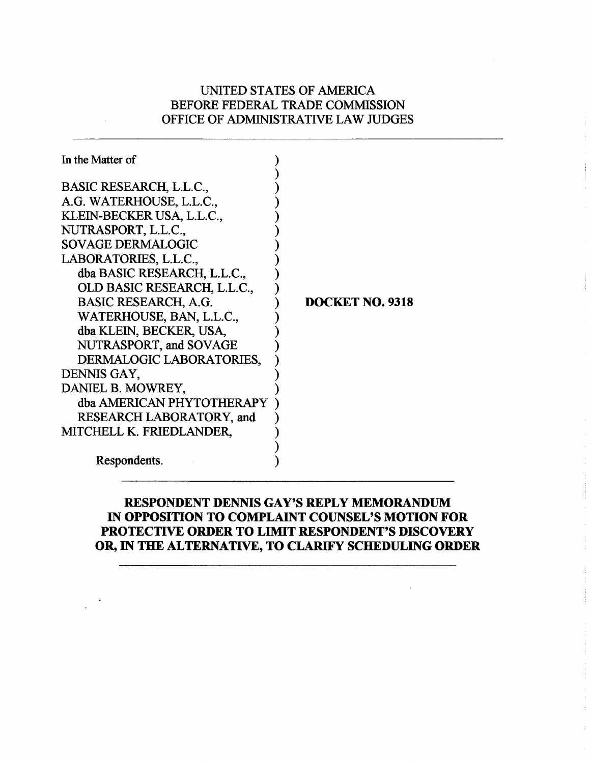UNITED STATES OF AMERICA
BEFORE FEDERAL TRADE COMMISSION
OFFICE OF ADMINISTRATIVE LAW JUDGES

---

| | |
|---|---|
| In the Matter of<br><br>BASIC RESEARCH, L.L.C.,<br>A.G. WATERHOUSE, L.L.C.,<br>KLEIN-BECKER USA, L.L.C.,<br>NUTRASPORT, L.L.C.,<br>SOVAGE DERMALOGIC<br>LABORATORIES, L.L.C.,<br>dba BASIC RESEARCH, L.L.C.,<br>OLD BASIC RESEARCH, L.L.C.,<br>BASIC RESEARCH, A.G.<br>WATERHOUSE, BAN, L.L.C.,<br>dba KLEIN, BECKER, USA,<br>NUTRASPORT, and SOVAGE<br>DERMALOGIC LABORATORIES,<br>DENNIS GAY,<br>DANIEL B. MOWREY,<br>dba AMERICAN PHYTOTHERAPY<br>RESEARCH LABORATORY, and<br>MITCHELL K. FRIEDLANDER,<br><br>Respondents. | **DOCKET NO. 9318** |

---

**RESPONDENT DENNIS GAY'S REPLY MEMORANDUM IN OPPOSITION TO COMPLAINT COUNSEL'S MOTION FOR PROTECTIVE ORDER TO LIMIT RESPONDENT'S DISCOVERY OR, IN THE ALTERNATIVE, TO CLARIFY SCHEDULING ORDER**

---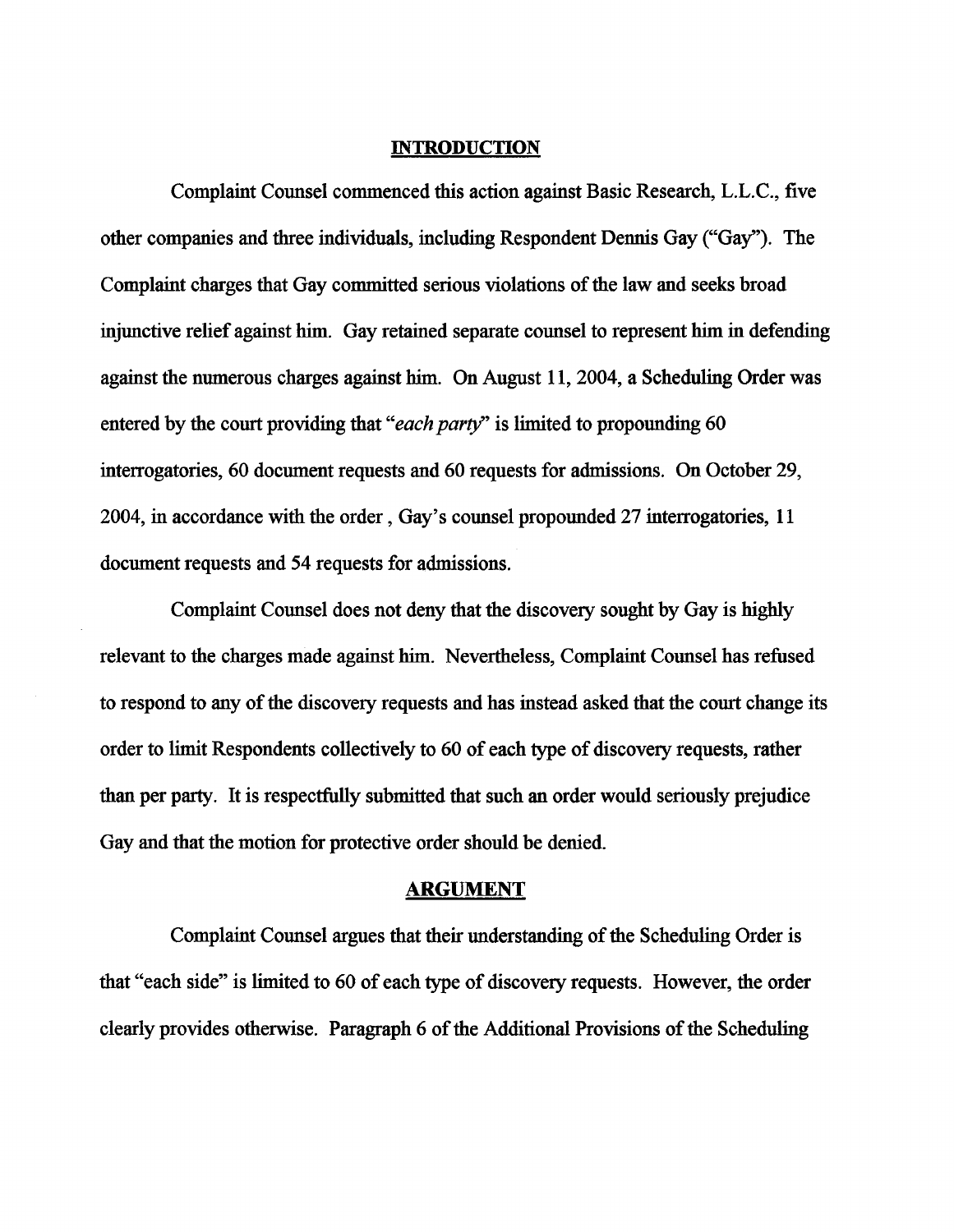## INTRODUCTION

Complaint Counsel commenced this action against Basic Research, L.L.C., five other companies and three individuals, including Respondent Dennis Gay ("Gay"). The Complaint charges that Gay committed serious violations of the law and seeks broad injunctive relief against him. Gay retained separate counsel to represent him in defending against the numerous charges against him. On August 11, 2004, a Scheduling Order was entered by the court providing that "*each party*" is limited to propounding 60 interrogatories, 60 document requests and 60 requests for admissions. On October 29, 2004, in accordance with the order , Gay's counsel propounded 27 interrogatories, 11 document requests and 54 requests for admissions.

Complaint Counsel does not deny that the discovery sought by Gay is highly relevant to the charges made against him. Nevertheless, Complaint Counsel has refused to respond to any of the discovery requests and has instead asked that the court change its order to limit Respondents collectively to 60 of each type of discovery requests, rather than per party. It is respectfully submitted that such an order would seriously prejudice Gay and that the motion for protective order should be denied.

## ARGUMENT

Complaint Counsel argues that their understanding of the Scheduling Order is that "each side" is limited to 60 of each type of discovery requests. However, the order clearly provides otherwise. Paragraph 6 of the Additional Provisions of the Scheduling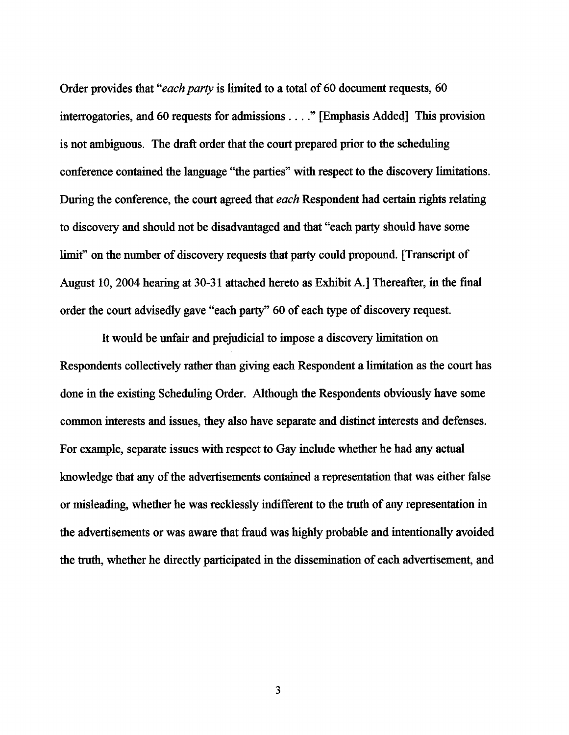Order provides that "*each party* is limited to a total of 60 document requests, 60 interrogatories, and 60 requests for admissions . . . ." [Emphasis Added] This provision is not ambiguous. The draft order that the court prepared prior to the scheduling conference contained the language "the parties" with respect to the discovery limitations. During the conference, the court agreed that *each* Respondent had certain rights relating to discovery and should not be disadvantaged and that "each party should have some limit" on the number of discovery requests that party could propound. [Transcript of August 10, 2004 hearing at 30-31 attached hereto as Exhibit A.] Thereafter, in the final order the court advisedly gave "each party" 60 of each type of discovery request.

It would be unfair and prejudicial to impose a discovery limitation on Respondents collectively rather than giving each Respondent a limitation as the court has done in the existing Scheduling Order. Although the Respondents obviously have some common interests and issues, they also have separate and distinct interests and defenses. For example, separate issues with respect to Gay include whether he had any actual knowledge that any of the advertisements contained a representation that was either false or misleading, whether he was recklessly indifferent to the truth of any representation in the advertisements or was aware that fraud was highly probable and intentionally avoided the truth, whether he directly participated in the dissemination of each advertisement, and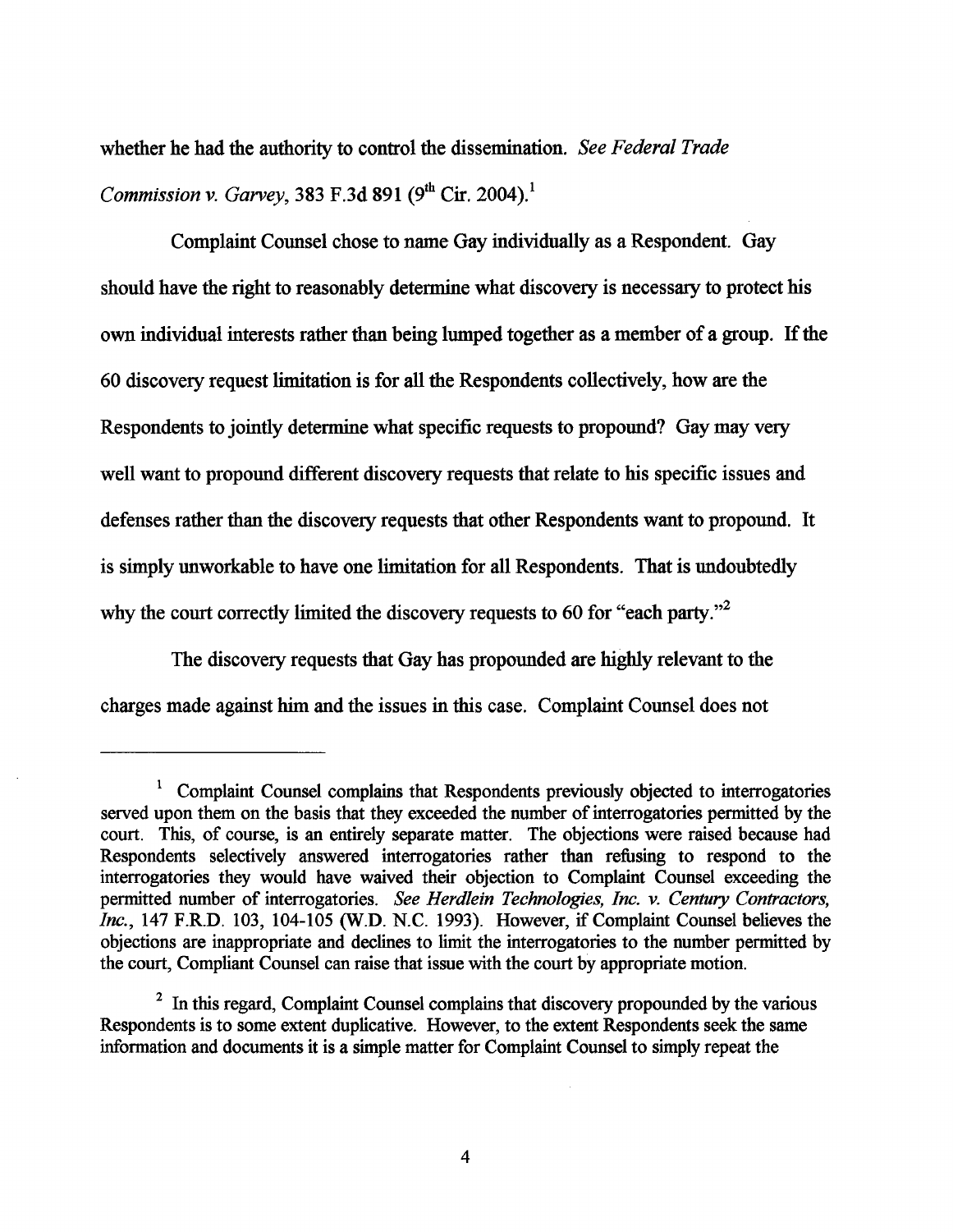whether he had the authority to control the dissemination. *See Federal Trade Commission v. Garvey*, 383 F.3d 891 (9th Cir. 2004).[1]

Complaint Counsel chose to name Gay individually as a Respondent. Gay should have the right to reasonably determine what discovery is necessary to protect his own individual interests rather than being lumped together as a member of a group. If the 60 discovery request limitation is for all the Respondents collectively, how are the Respondents to jointly determine what specific requests to propound? Gay may very well want to propound different discovery requests that relate to his specific issues and defenses rather than the discovery requests that other Respondents want to propound. It is simply unworkable to have one limitation for all Respondents. That is undoubtedly why the court correctly limited the discovery requests to 60 for "each party."[2]

The discovery requests that Gay has propounded are highly relevant to the charges made against him and the issues in this case. Complaint Counsel does not

---

[1] Complaint Counsel complains that Respondents previously objected to interrogatories served upon them on the basis that they exceeded the number of interrogatories permitted by the court. This, of course, is an entirely separate matter. The objections were raised because had Respondents selectively answered interrogatories rather than refusing to respond to the interrogatories they would have waived their objection to Complaint Counsel exceeding the permitted number of interrogatories. *See Herdlein Technologies, Inc. v. Century Contractors, Inc.*, 147 F.R.D. 103, 104-105 (W.D. N.C. 1993). However, if Complaint Counsel believes the objections are inappropriate and declines to limit the interrogatories to the number permitted by the court, Compliant Counsel can raise that issue with the court by appropriate motion.

[2] In this regard, Complaint Counsel complains that discovery propounded by the various Respondents is to some extent duplicative. However, to the extent Respondents seek the same information and documents it is a simple matter for Complaint Counsel to simply repeat the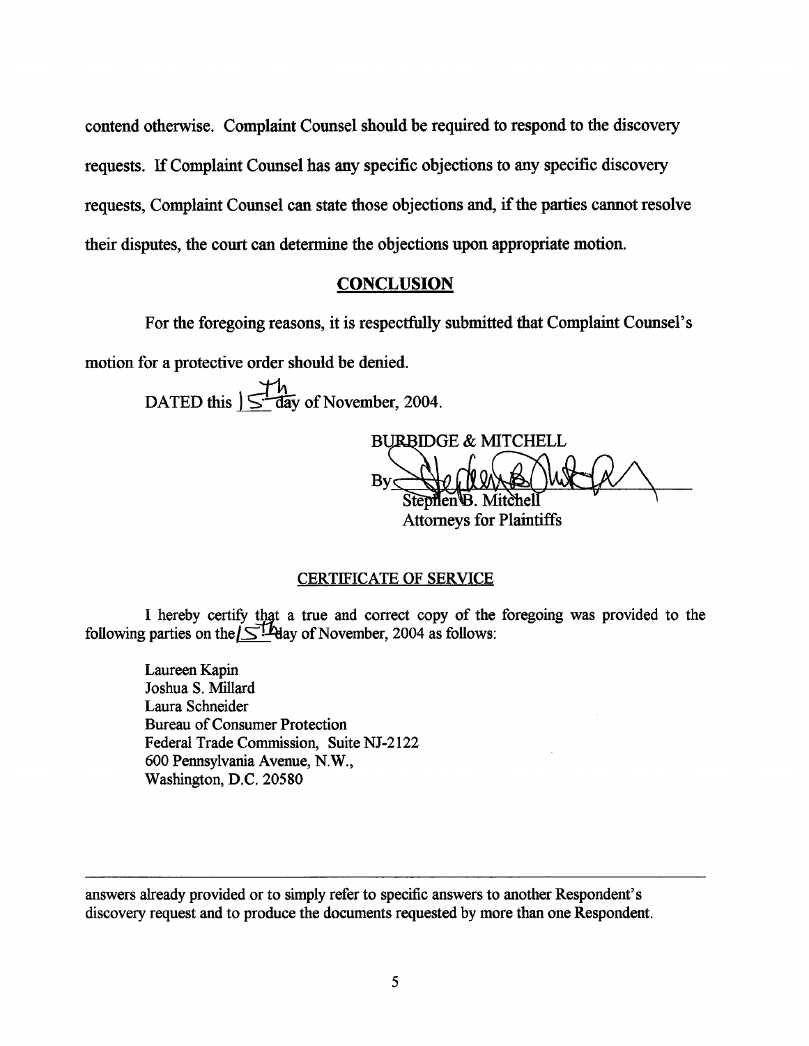contend otherwise. Complaint Counsel should be required to respond to the discovery requests. If Complaint Counsel has any specific objections to any specific discovery requests, Complaint Counsel can state those objections and, if the parties cannot resolve their disputes, the court can determine the objections upon appropriate motion.

## CONCLUSION

For the foregoing reasons, it is respectfully submitted that Complaint Counsel's motion for a protective order should be denied.

DATED this 15th day of November, 2004.

BURBIDGE & MITCHELL

By: Stephen B. Mitchell
Attorneys for Plaintiffs

### CERTIFICATE OF SERVICE

I hereby certify that a true and correct copy of the foregoing was provided to the following parties on the 15th day of November, 2004 as follows:

Laureen Kapin
Joshua S. Millard
Laura Schneider
Bureau of Consumer Protection
Federal Trade Commission, Suite NJ-2122
600 Pennsylvania Avenue, N.W.,
Washington, D.C. 20580

---

answers already provided or to simply refer to specific answers to another Respondent's discovery request and to produce the documents requested by more than one Respondent.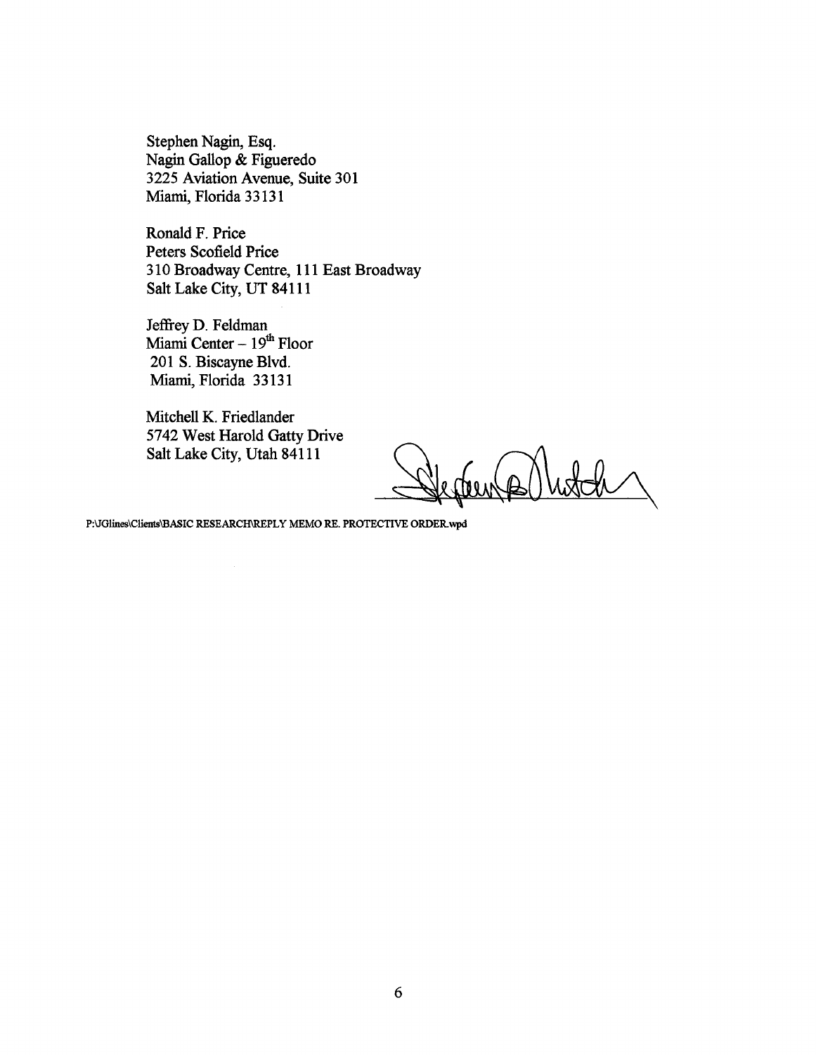Stephen Nagin, Esq.
Nagin Gallop & Figueredo
3225 Aviation Avenue, Suite 301
Miami, Florida 33131

Ronald F. Price
Peters Scofield Price
310 Broadway Centre, 111 East Broadway
Salt Lake City, UT 84111

Jeffrey D. Feldman
Miami Center – 19th Floor
201 S. Biscayne Blvd.
Miami, Florida 33131

Mitchell K. Friedlander
5742 West Harold Gatty Drive
Salt Lake City, Utah 84111

P:\JGlines\Clients\BASIC RESEARCH\REPLY MEMO RE. PROTECTIVE ORDER.wpd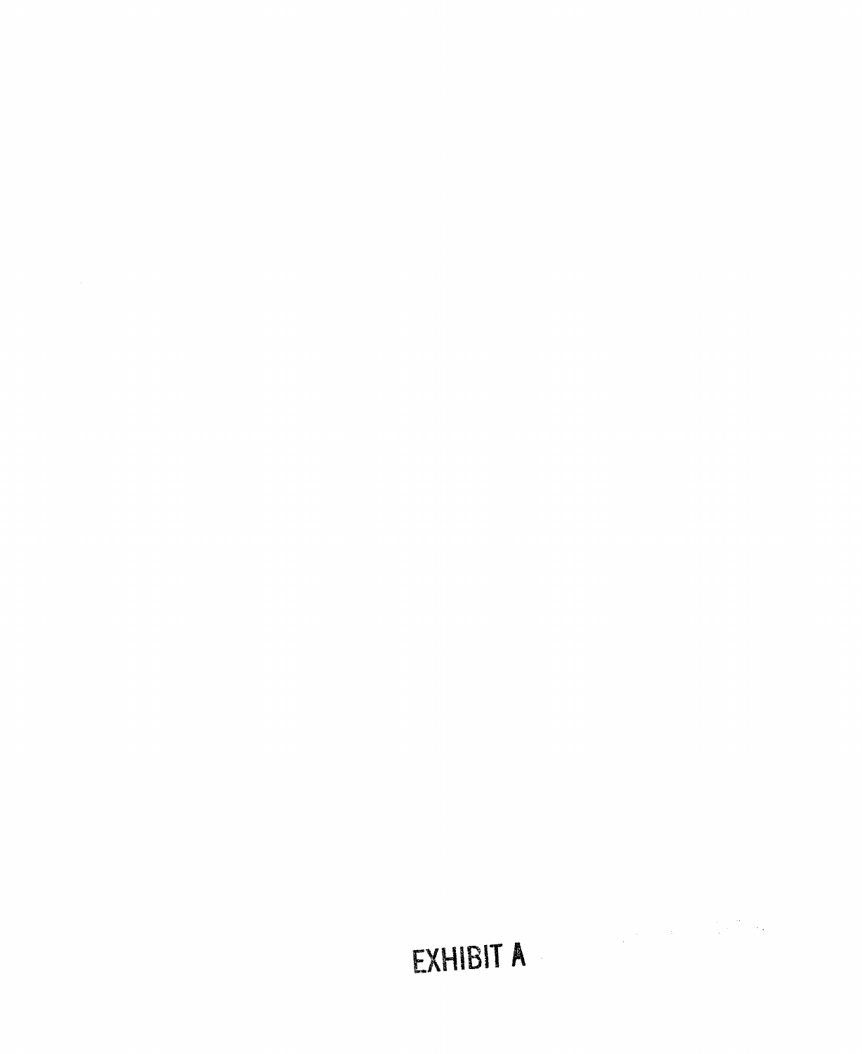EXHIBIT A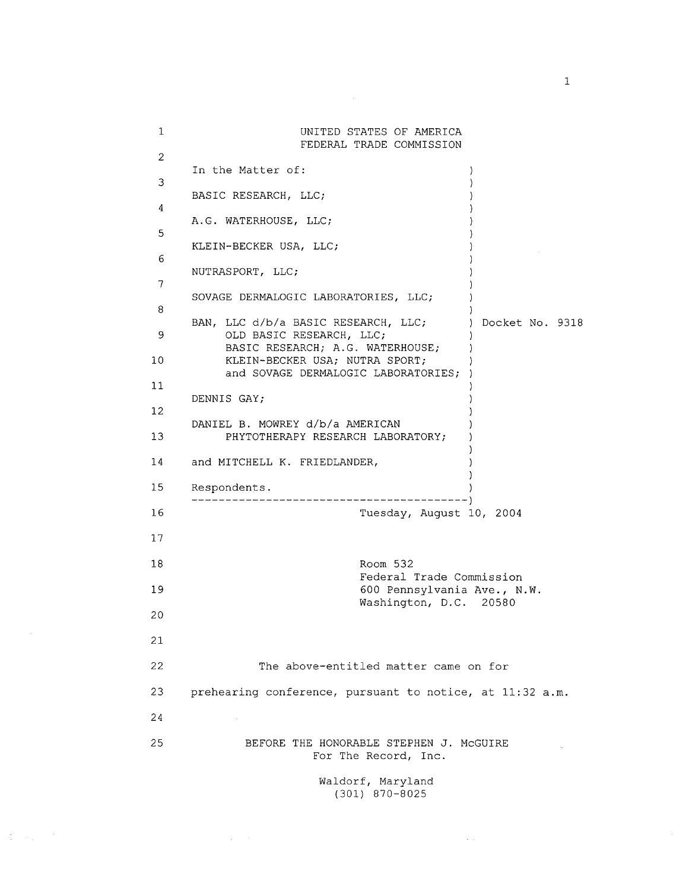UNITED STATES OF AMERICA
FEDERAL TRADE COMMISSION

In the Matter of:

BASIC RESEARCH, LLC;

A.G. WATERHOUSE, LLC;

KLEIN-BECKER USA, LLC;

NUTRASPORT, LLC;

SOVAGE DERMALOGIC LABORATORIES, LLC;

BAN, LLC d/b/a BASIC RESEARCH, LLC;
OLD BASIC RESEARCH, LLC;
BASIC RESEARCH; A.G. WATERHOUSE;
KLEIN-BECKER USA; NUTRA SPORT;
and SOVAGE DERMALOGIC LABORATORIES;

DENNIS GAY;

DANIEL B. MOWREY d/b/a AMERICAN
PHYTOTHERAPY RESEARCH LABORATORY;

and MITCHELL K. FRIEDLANDER,

Respondents.

Docket No. 9318

Tuesday, August 10, 2004

Room 532
Federal Trade Commission
600 Pennsylvania Ave., N.W.
Washington, D.C. 20580

The above-entitled matter came on for prehearing conference, pursuant to notice, at 11:32 a.m.

BEFORE THE HONORABLE STEPHEN J. McGUIRE

For The Record, Inc.
Waldorf, Maryland
(301) 870-8025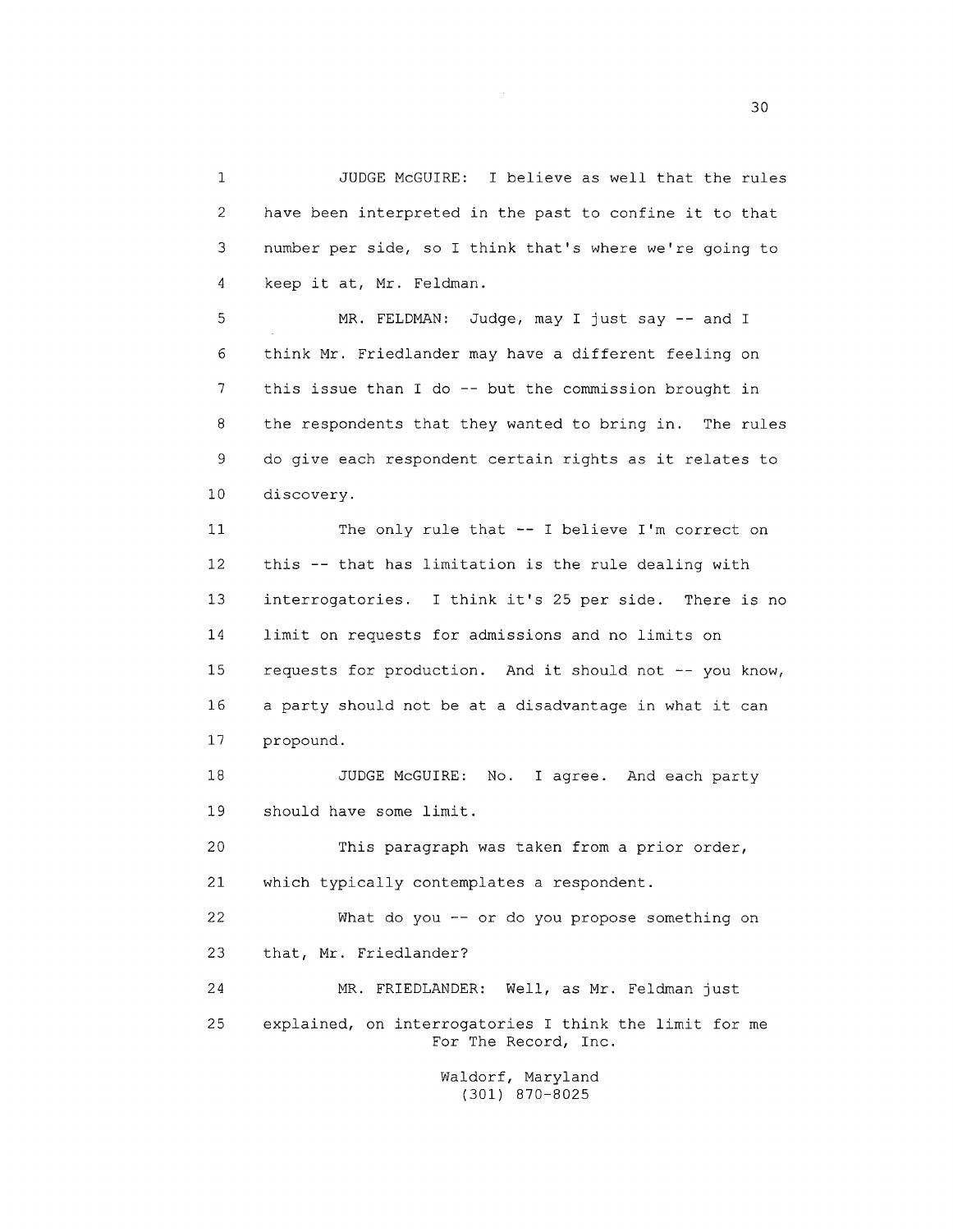JUDGE McGUIRE: I believe as well that the rules have been interpreted in the past to confine it to that number per side, so I think that's where we're going to keep it at, Mr. Feldman.

MR. FELDMAN: Judge, may I just say -- and I think Mr. Friedlander may have a different feeling on this issue than I do -- but the commission brought in the respondents that they wanted to bring in. The rules do give each respondent certain rights as it relates to discovery.

The only rule that -- I believe I'm correct on this -- that has limitation is the rule dealing with interrogatories. I think it's 25 per side. There is no limit on requests for admissions and no limits on requests for production. And it should not -- you know, a party should not be at a disadvantage in what it can propound.

JUDGE McGUIRE: No. I agree. And each party should have some limit.

This paragraph was taken from a prior order, which typically contemplates a respondent.

What do you -- or do you propose something on that, Mr. Friedlander?

MR. FRIEDLANDER: Well, as Mr. Feldman just explained, on interrogatories I think the limit for me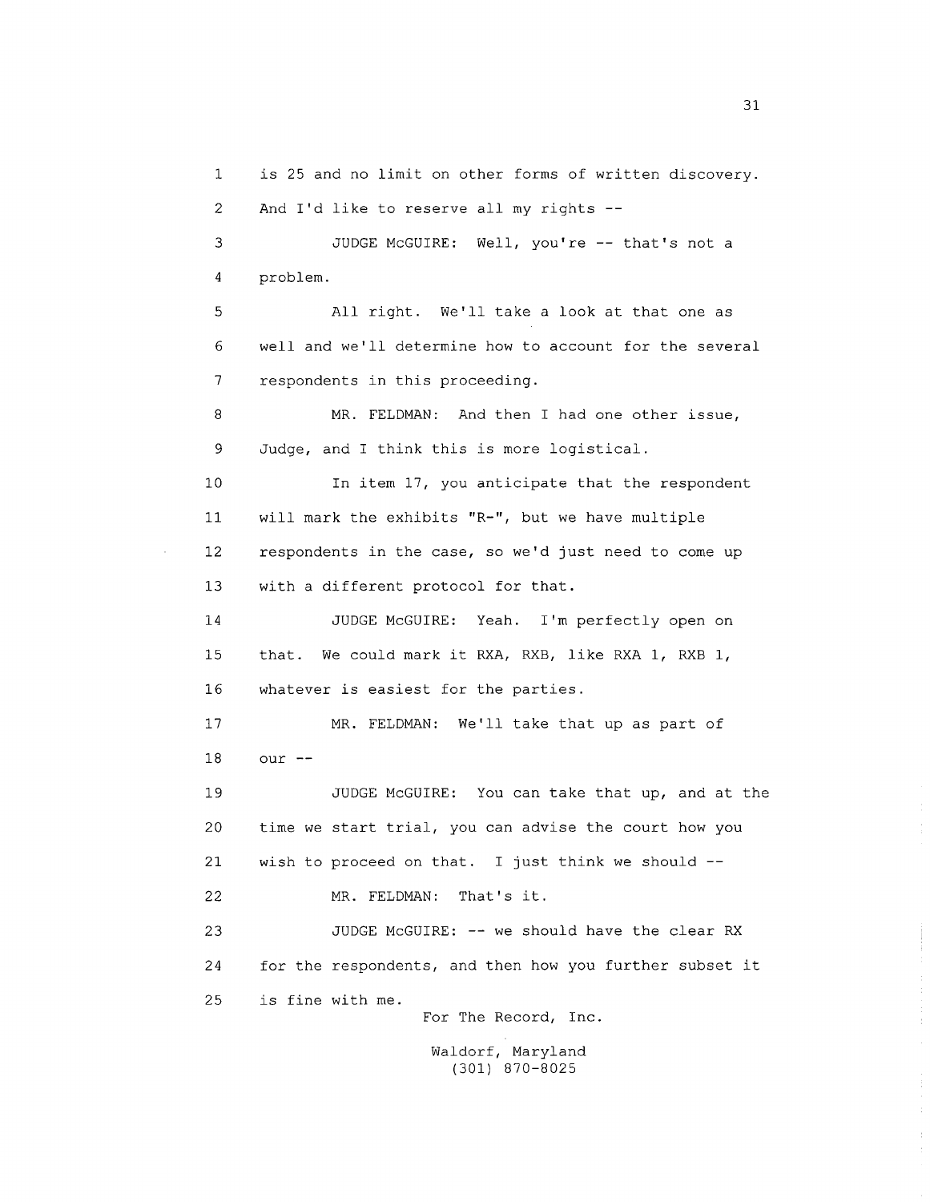1 is 25 and no limit on other forms of written discovery.

2 And I'd like to reserve all my rights --

3 JUDGE McGUIRE: Well, you're -- that's not a

4 problem.

5 All right. We'll take a look at that one as

6 well and we'll determine how to account for the several

7 respondents in this proceeding.

8 MR. FELDMAN: And then I had one other issue,

9 Judge, and I think this is more logistical.

10 In item 17, you anticipate that the respondent

11 will mark the exhibits "R-", but we have multiple

12 respondents in the case, so we'd just need to come up

13 with a different protocol for that.

14 JUDGE McGUIRE: Yeah. I'm perfectly open on

15 that. We could mark it RXA, RXB, like RXA 1, RXB 1,

16 whatever is easiest for the parties.

17 MR. FELDMAN: We'll take that up as part of

18 our --

19 JUDGE McGUIRE: You can take that up, and at the

20 time we start trial, you can advise the court how you

21 wish to proceed on that. I just think we should --

22 MR. FELDMAN: That's it.

23 JUDGE McGUIRE: -- we should have the clear RX

24 for the respondents, and then how you further subset it

25 is fine with me.

For The Record, Inc.

Waldorf, Maryland
(301) 870-8025